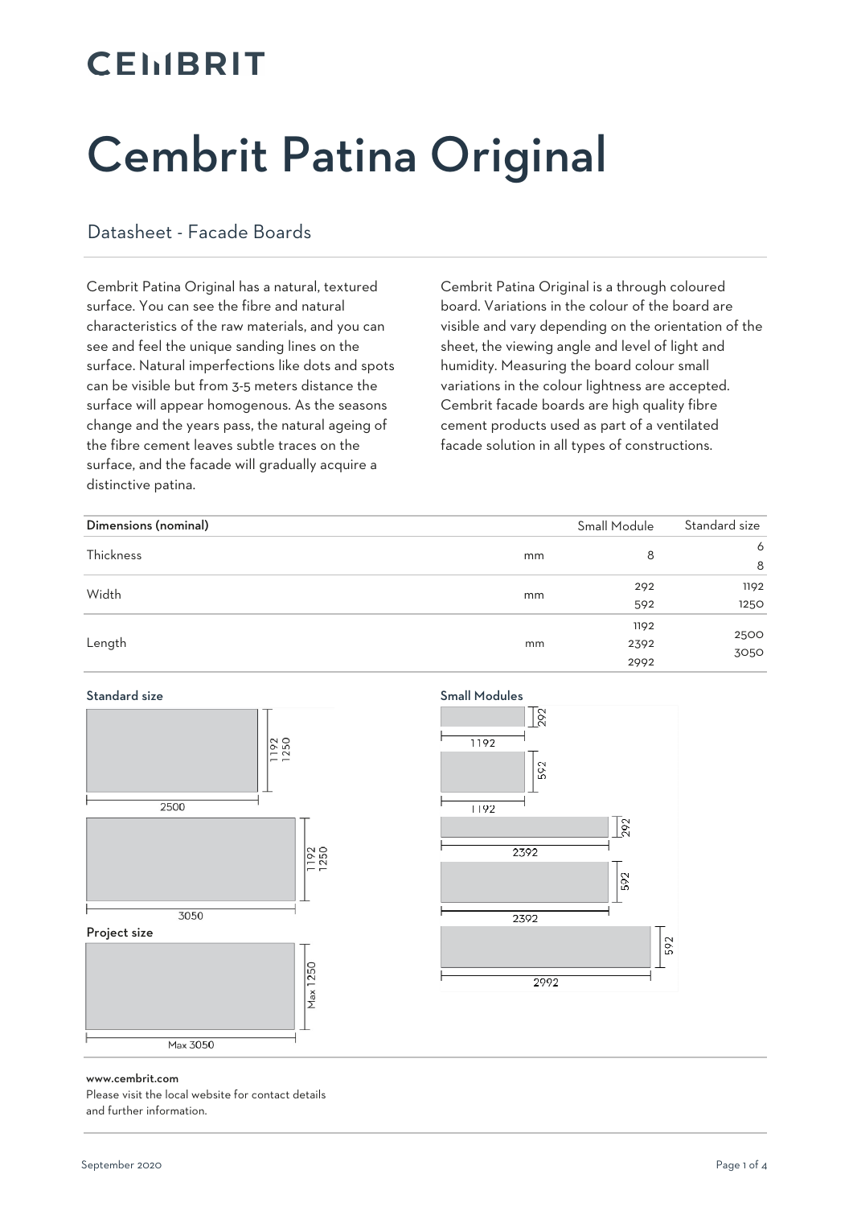CEMBRIT

# Cembrit Patina Original

## Datasheet - Facade Boards

Cembrit Patina Original has a natural, textured surface. You can see the fibre and natural characteristics of the raw materials, and you can see and feel the unique sanding lines on the surface. Natural imperfections like dots and spots can be visible but from 3-5 meters distance the surface will appear homogenous. As the seasons change and the years pass, the natural ageing of the fibre cement leaves subtle traces on the surface, and the facade will gradually acquire a distinctive patina.

Cembrit Patina Original is a through coloured board. Variations in the colour of the board are visible and vary depending on the orientation of the sheet, the viewing angle and level of light and humidity. Measuring the board colour small variations in the colour lightness are accepted. Cembrit facade boards are high quality fibre cement products used as part of a ventilated facade solution in all types of constructions.

| Dimensions (nominal) | | Small Module | Standard size |
|---|---|---|---|
| Thickness | mm | 8 | 6<br>8 |
| Width | mm | 292<br>592 | 1192<br>1250 |
| Length | mm | 1192<br>2392<br>2992 | 2500<br>3050 |

**Standard size**

2500 × 1192 / 1250

3050 × 1192 / 1250

**Project size**

Max 3050 × Max 1250

**Small Modules**

1192 × 292

1192 × 592

2392 × 292

2392 × 592

2992 × 592

**www.cembrit.com**
Please visit the local website for contact details and further information.

September 2020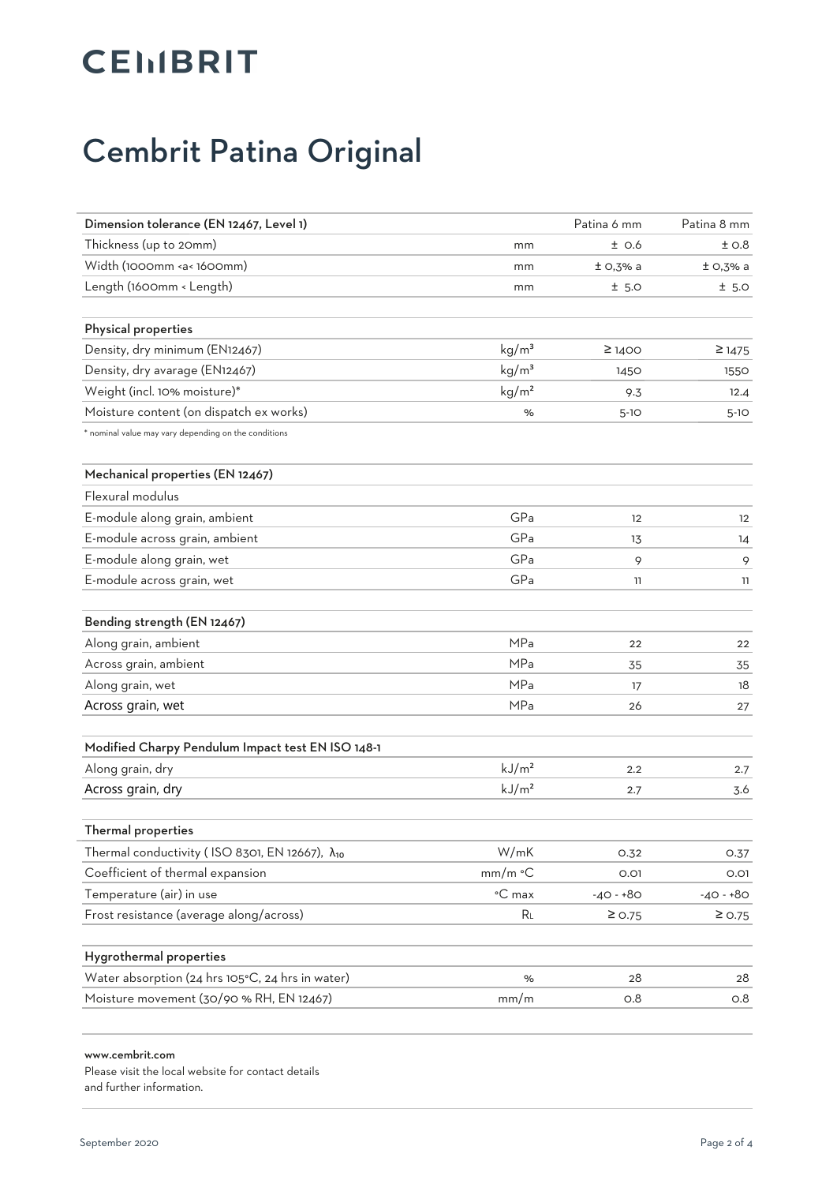# Cembrit Patina Original

| Dimension tolerance (EN 12467, Level 1) | | Patina 6 mm | Patina 8 mm |
|---|---|---|---|
| Thickness (up to 20mm) | mm | ± 0.6 | ± 0.8 |
| Width (1000mm <a< 1600mm) | mm | ± 0,3% a | ± 0,3% a |
| Length (1600mm < Length) | mm | ± 5.0 | ± 5.0 |

| Physical properties | | | |
|---|---|---|---|
| Density, dry minimum (EN12467) | kg/m³ | ≥ 1400 | ≥ 1475 |
| Density, dry avarage (EN12467) | kg/m³ | 1450 | 1550 |
| Weight (incl. 10% moisture)* | kg/m² | 9.3 | 12.4 |
| Moisture content (on dispatch ex works) | % | 5-10 | 5-10 |

\* nominal value may vary depending on the conditions

| Mechanical properties (EN 12467) | | | |
|---|---|---|---|
| Flexural modulus | | | |
| E-module along grain, ambient | GPa | 12 | 12 |
| E-module across grain, ambient | GPa | 13 | 14 |
| E-module along grain, wet | GPa | 9 | 9 |
| E-module across grain, wet | GPa | 11 | 11 |

| Bending strength (EN 12467) | | | |
|---|---|---|---|
| Along grain, ambient | MPa | 22 | 22 |
| Across grain, ambient | MPa | 35 | 35 |
| Along grain, wet | MPa | 17 | 18 |
| Across grain, wet | MPa | 26 | 27 |

| Modified Charpy Pendulum Impact test EN ISO 148-1 | | | |
|---|---|---|---|
| Along grain, dry | kJ/m² | 2.2 | 2.7 |
| Across grain, dry | kJ/m² | 2.7 | 3.6 |

| Thermal properties | | | |
|---|---|---|---|
| Thermal conductivity ( ISO 8301, EN 12667), $\lambda_{10}$ | W/mK | 0.32 | 0.37 |
| Coefficient of thermal expansion | mm/m °C | 0.01 | 0.01 |
| Temperature (air) in use | °C max | -40 - +80 | -40 - +80 |
| Frost resistance (average along/across) | $R_L$ | ≥ 0.75 | ≥ 0.75 |

| Hygrothermal properties | | | |
|---|---|---|---|
| Water absorption (24 hrs 105°C, 24 hrs in water) | % | 28 | 28 |
| Moisture movement (30/90 % RH, EN 12467) | mm/m | 0.8 | 0.8 |

**www.cembrit.com**
Please visit the local website for contact details and further information.

September 2020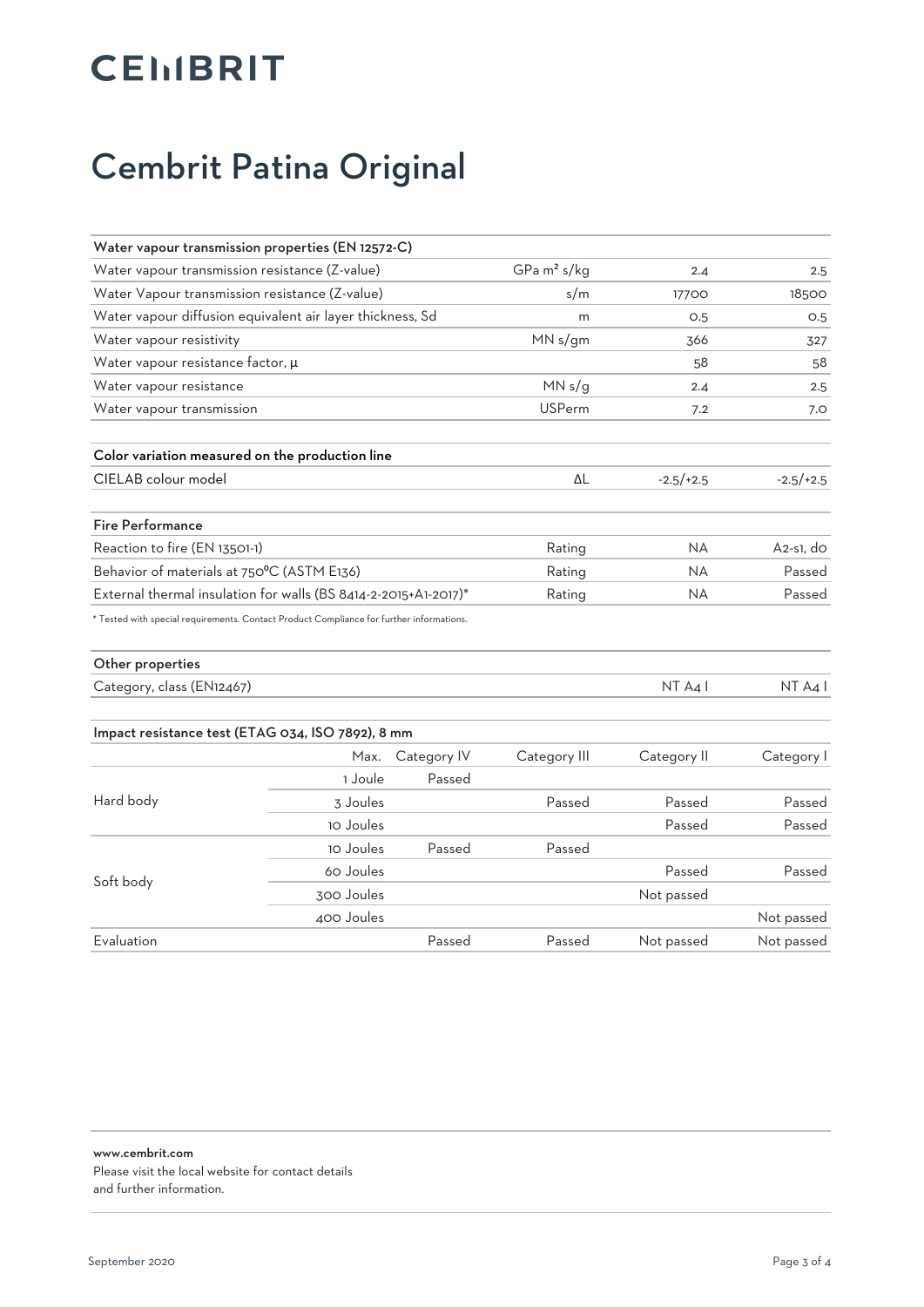# Cembrit Patina Original

| Water vapour transmission properties (EN 12572-C) | | | |
|---|---|---|---|
| Water vapour transmission resistance (Z-value) | GPa m² s/kg | 2.4 | 2.5 |
| Water Vapour transmission resistance (Z-value) | s/m | 17700 | 18500 |
| Water vapour diffusion equivalent air layer thickness, Sd | m | 0.5 | 0.5 |
| Water vapour resistivity | MN s/gm | 366 | 327 |
| Water vapour resistance factor, μ | | 58 | 58 |
| Water vapour resistance | MN s/g | 2.4 | 2.5 |
| Water vapour transmission | USPerm | 7.2 | 7.0 |

| Color variation measured on the production line | | | |
|---|---|---|---|
| CIELAB colour model | ΔL | -2.5/+2.5 | -2.5/+2.5 |

| Fire Performance | | | |
|---|---|---|---|
| Reaction to fire (EN 13501-1) | Rating | NA | A2-s1, d0 |
| Behavior of materials at 750ºC (ASTM E136) | Rating | NA | Passed |
| External thermal insulation for walls (BS 8414-2-2015+A1-2017)* | Rating | NA | Passed |

\* Tested with special requirements. Contact Product Compliance for further informations.

| Other properties | | |
|---|---|---|
| Category, class (EN12467) | NT A4 I | NT A4 I |

| Impact resistance test (ETAG 034, ISO 7892), 8 mm | Max. | Category IV | Category III | Category II | Category I |
|---|---|---|---|---|---|
| Hard body | 1 Joule | Passed | | | |
| | 3 Joules | | Passed | Passed | Passed |
| | 10 Joules | | | Passed | Passed |
| Soft body | 10 Joules | Passed | Passed | | |
| | 60 Joules | | | Passed | Passed |
| | 300 Joules | | | Not passed | |
| | 400 Joules | | | | Not passed |
| Evaluation | | Passed | Passed | Not passed | Not passed |

**www.cembrit.com**
Please visit the local website for contact details
and further information.

September 2020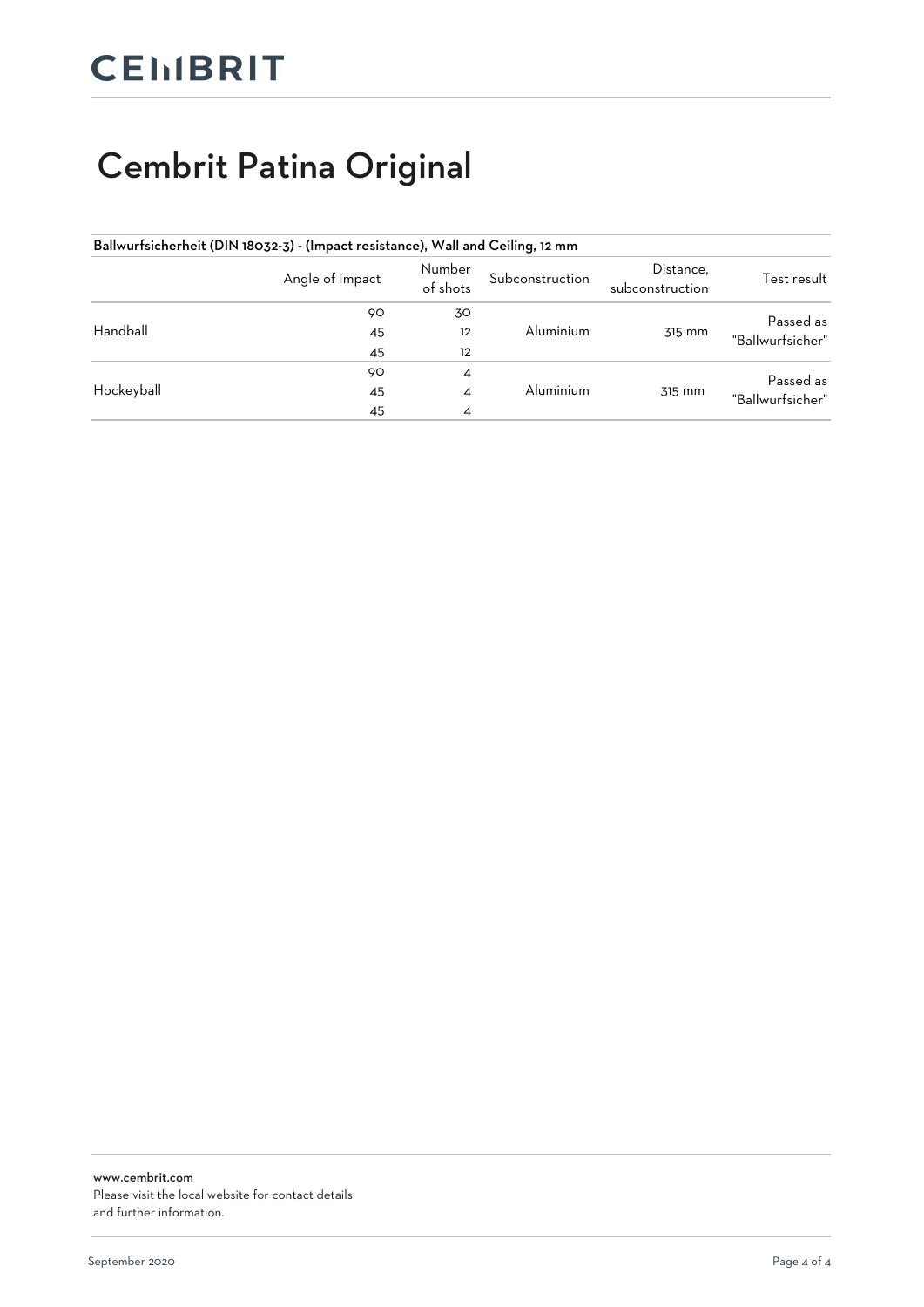# Cembrit Patina Original

**Ballwurfsicherheit (DIN 18032-3) - (Impact resistance), Wall and Ceiling, 12 mm**

| | Angle of Impact | Number of shots | Subconstruction | Distance, subconstruction | Test result |
|---|---|---|---|---|---|
| Handball | 90 | 30 | Aluminium | 315 mm | Passed as "Ballwurfsicher" |
| | 45 | 12 | | | |
| | 45 | 12 | | | |
| Hockeyball | 90 | 4 | Aluminium | 315 mm | Passed as "Ballwurfsicher" |
| | 45 | 4 | | | |
| | 45 | 4 | | | |

**www.cembrit.com**
Please visit the local website for contact details and further information.

September 2020